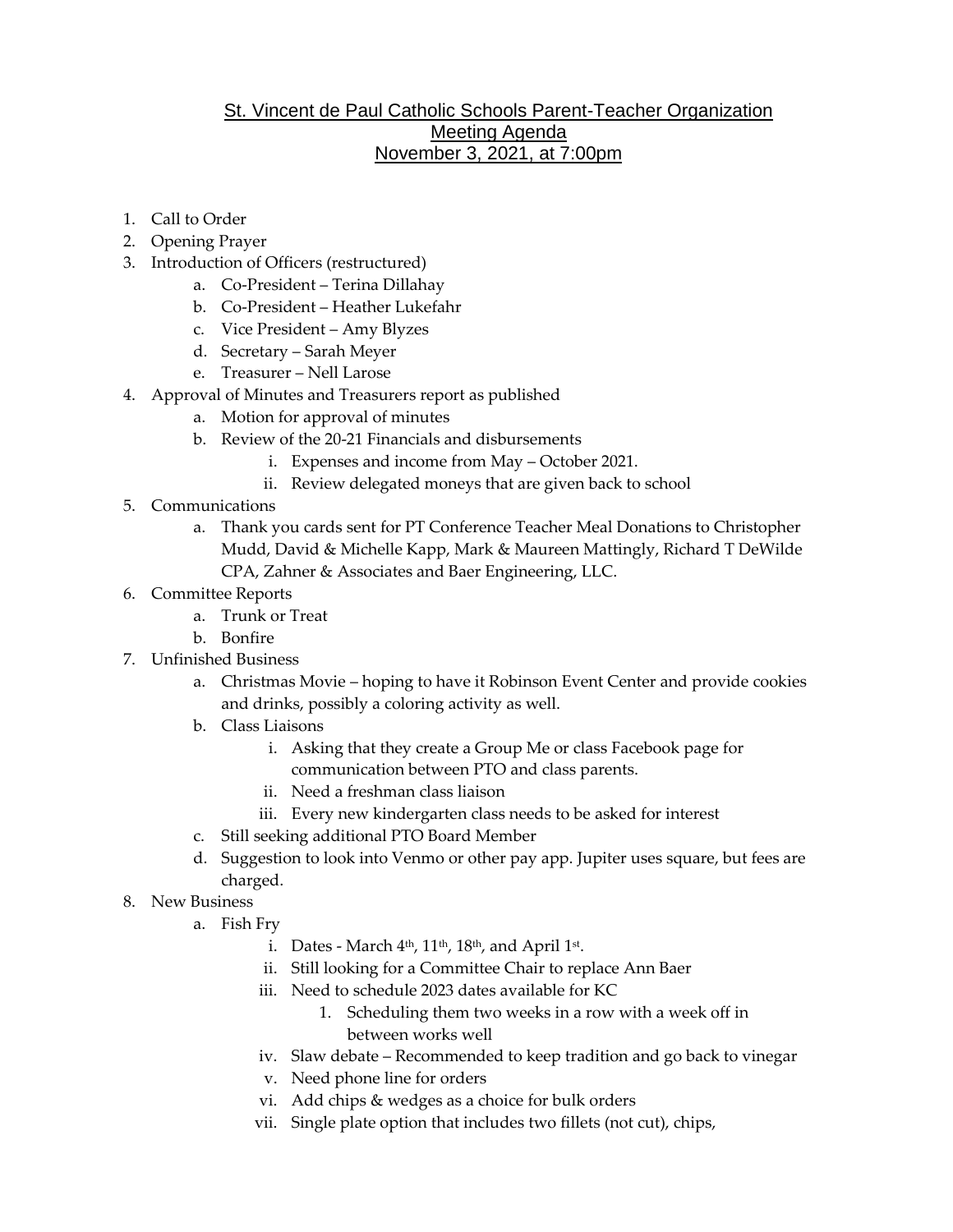# St. Vincent de Paul Catholic Schools Parent-Teacher Organization
## Meeting Agenda
## November 3, 2021, at 7:00pm

1. Call to Order
2. Opening Prayer
3. Introduction of Officers (restructured)
    a. Co-President – Terina Dillahay
    b. Co-President – Heather Lukefahr
    c. Vice President – Amy Blyzes
    d. Secretary – Sarah Meyer
    e. Treasurer – Nell Larose
4. Approval of Minutes and Treasurers report as published
    a. Motion for approval of minutes
    b. Review of the 20-21 Financials and disbursements
        i. Expenses and income from May – October 2021.
        ii. Review delegated moneys that are given back to school
5. Communications
    a. Thank you cards sent for PT Conference Teacher Meal Donations to Christopher Mudd, David & Michelle Kapp, Mark & Maureen Mattingly, Richard T DeWilde CPA, Zahner & Associates and Baer Engineering, LLC.
6. Committee Reports
    a. Trunk or Treat
    b. Bonfire
7. Unfinished Business
    a. Christmas Movie – hoping to have it Robinson Event Center and provide cookies and drinks, possibly a coloring activity as well.
    b. Class Liaisons
        i. Asking that they create a Group Me or class Facebook page for communication between PTO and class parents.
        ii. Need a freshman class liaison
        iii. Every new kindergarten class needs to be asked for interest
    c. Still seeking additional PTO Board Member
    d. Suggestion to look into Venmo or other pay app. Jupiter uses square, but fees are charged.
8. New Business
    a. Fish Fry
        i. Dates - March 4th, 11th, 18th, and April 1st.
        ii. Still looking for a Committee Chair to replace Ann Baer
        iii. Need to schedule 2023 dates available for KC
            1. Scheduling them two weeks in a row with a week off in between works well
        iv. Slaw debate – Recommended to keep tradition and go back to vinegar
        v. Need phone line for orders
        vi. Add chips & wedges as a choice for bulk orders
        vii. Single plate option that includes two fillets (not cut), chips,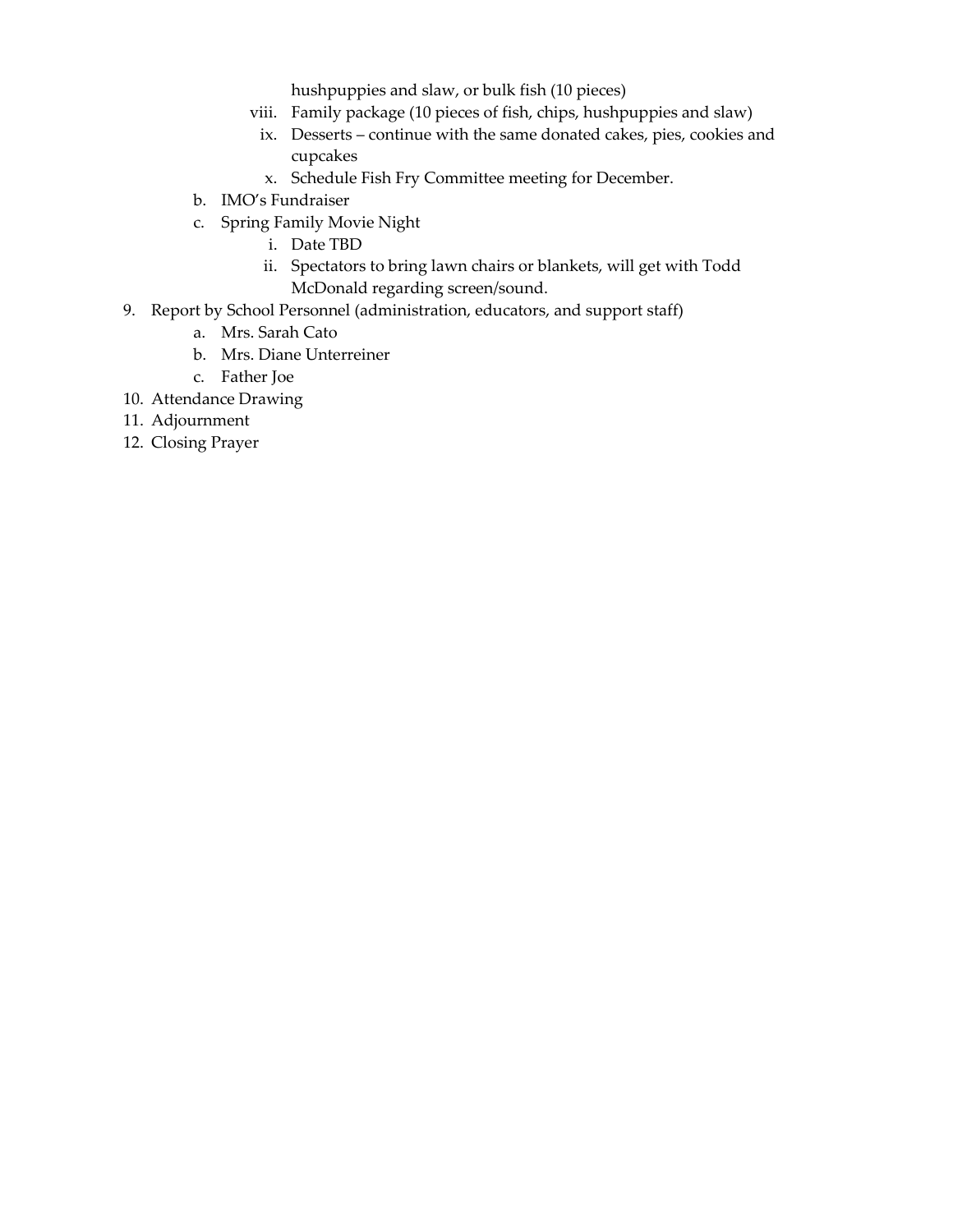hushpuppies and slaw, or bulk fish (10 pieces)

- viii. Family package (10 pieces of fish, chips, hushpuppies and slaw)
- ix. Desserts – continue with the same donated cakes, pies, cookies and cupcakes
- x. Schedule Fish Fry Committee meeting for December.

- b. IMO's Fundraiser
- c. Spring Family Movie Night
  - i. Date TBD
  - ii. Spectators to bring lawn chairs or blankets, will get with Todd McDonald regarding screen/sound.

9. Report by School Personnel (administration, educators, and support staff)
   - a. Mrs. Sarah Cato
   - b. Mrs. Diane Unterreiner
   - c. Father Joe
10. Attendance Drawing
11. Adjournment
12. Closing Prayer